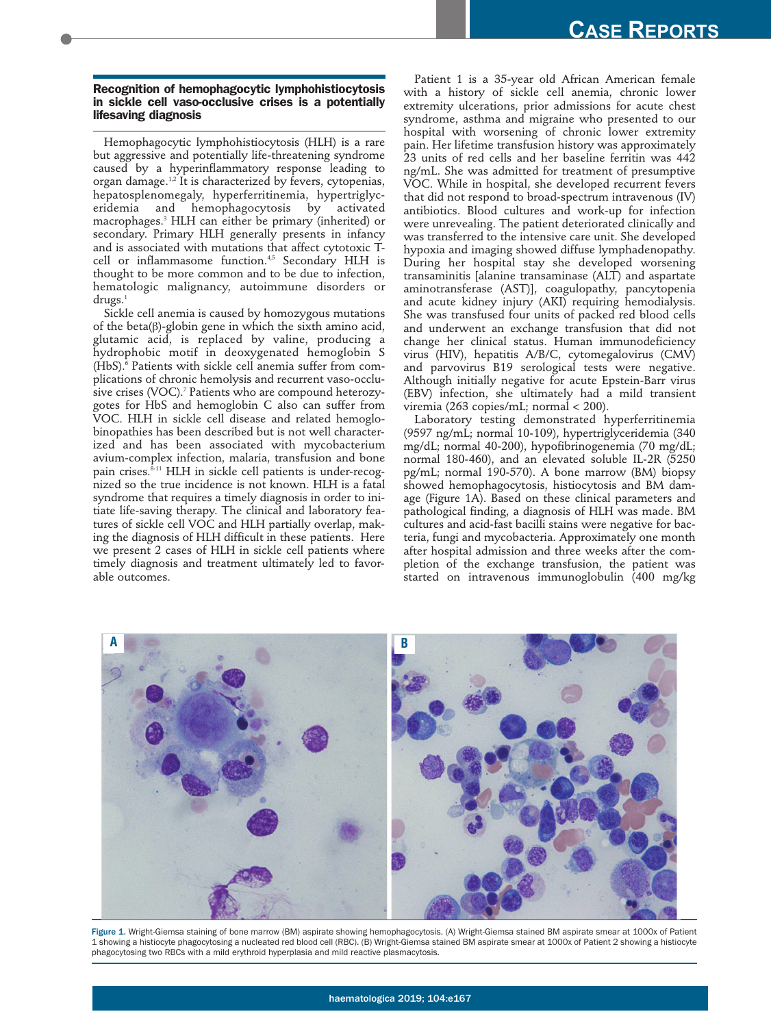## Recognition of hemophagocytic lymphohistiocytosis in sickle cell vaso-occlusive crises is a potentially lifesaving diagnosis

Hemophagocytic lymphohistiocytosis (HLH) is a rare but aggressive and potentially life-threatening syndrome caused by a hyperinflammatory response leading to organ damage.[1,2] It is characterized by fevers, cytopenias, hepatosplenomegaly, hyperferritinemia, hypertriglyceridemia and hemophagocytosis by activated macrophages.[3] HLH can either be primary (inherited) or secondary. Primary HLH generally presents in infancy and is associated with mutations that affect cytotoxic T-cell or inflammasome function.[4,5] Secondary HLH is thought to be more common and to be due to infection, hematologic malignancy, autoimmune disorders or drugs.[1]

Sickle cell anemia is caused by homozygous mutations of the beta(β)-globin gene in which the sixth amino acid, glutamic acid, is replaced by valine, producing a hydrophobic motif in deoxygenated hemoglobin S (HbS).[6] Patients with sickle cell anemia suffer from complications of chronic hemolysis and recurrent vaso-occlusive crises (VOC).[7] Patients who are compound heterozygotes for HbS and hemoglobin C also can suffer from VOC. HLH in sickle cell disease and related hemoglobinopathies has been described but is not well characterized and has been associated with mycobacterium avium-complex infection, malaria, transfusion and bone pain crises.[8-11] HLH in sickle cell patients is under-recognized so the true incidence is not known. HLH is a fatal syndrome that requires a timely diagnosis in order to initiate life-saving therapy. The clinical and laboratory features of sickle cell VOC and HLH partially overlap, making the diagnosis of HLH difficult in these patients. Here we present 2 cases of HLH in sickle cell patients where timely diagnosis and treatment ultimately led to favorable outcomes.

Patient 1 is a 35-year old African American female with a history of sickle cell anemia, chronic lower extremity ulcerations, prior admissions for acute chest syndrome, asthma and migraine who presented to our hospital with worsening of chronic lower extremity pain. Her lifetime transfusion history was approximately 23 units of red cells and her baseline ferritin was 442 ng/mL. She was admitted for treatment of presumptive VOC. While in hospital, she developed recurrent fevers that did not respond to broad-spectrum intravenous (IV) antibiotics. Blood cultures and work-up for infection were unrevealing. The patient deteriorated clinically and was transferred to the intensive care unit. She developed hypoxia and imaging showed diffuse lymphadenopathy. During her hospital stay she developed worsening transaminitis [alanine transaminase (ALT) and aspartate aminotransferase (AST)], coagulopathy, pancytopenia and acute kidney injury (AKI) requiring hemodialysis. She was transfused four units of packed red blood cells and underwent an exchange transfusion that did not change her clinical status. Human immunodeficiency virus (HIV), hepatitis A/B/C, cytomegalovirus (CMV) and parvovirus B19 serological tests were negative. Although initially negative for acute Epstein-Barr virus (EBV) infection, she ultimately had a mild transient viremia (263 copies/mL; normal < 200).

Laboratory testing demonstrated hyperferritinemia (9597 ng/mL; normal 10-109), hypertriglyceridemia (340 mg/dL; normal 40-200), hypofibrinogenemia (70 mg/dL; normal 180-460), and an elevated soluble IL-2R (5250 pg/mL; normal 190-570). A bone marrow (BM) biopsy showed hemophagocytosis, histiocytosis and BM damage (Figure 1A). Based on these clinical parameters and pathological finding, a diagnosis of HLH was made. BM cultures and acid-fast bacilli stains were negative for bacteria, fungi and mycobacteria. Approximately one month after hospital admission and three weeks after the completion of the exchange transfusion, the patient was started on intravenous immunoglobulin (400 mg/kg

Figure 1. Wright-Giemsa staining of bone marrow (BM) aspirate showing hemophagocytosis. (A) Wright-Giemsa stained BM aspirate smear at 1000x of Patient 1 showing a histiocyte phagocytosing a nucleated red blood cell (RBC). (B) Wright-Giemsa stained BM aspirate smear at 1000x of Patient 2 showing a histiocyte phagocytosing two RBCs with a mild erythroid hyperplasia and mild reactive plasmacytosis.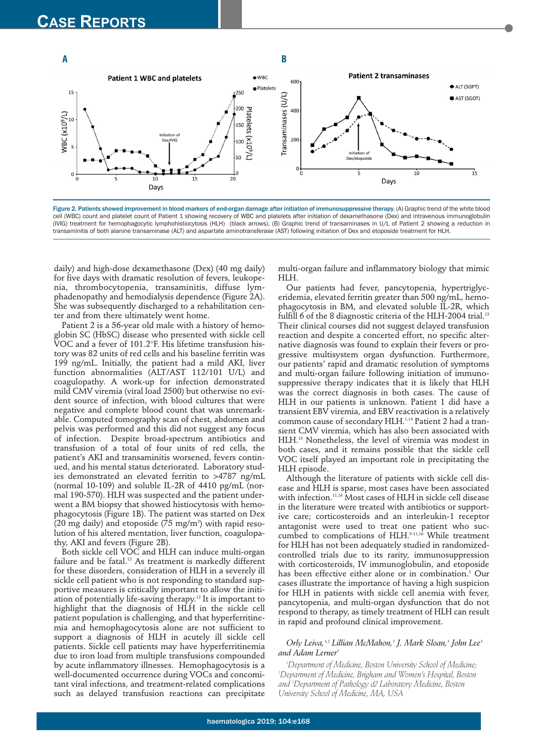Figure 2. Patients showed improvement in blood markers of end-organ damage after initiation of immunosuppressive therapy. (A) Graphic trend of the white blood cell (WBC) count and platelet count of Patient 1 showing recovery of WBC and platelets after initiation of dexamethasone (Dex) and intravenous immunoglobulin (IVIG) treatment for hemophagocytic lymphohistiocytosis (HLH) (black arrows). (B) Graphic trend of transaminases in U/L of Patient 2 showing a reduction in transaminitis of both alanine transaminase (ALT) and aspartate aminotransferase (AST) following initiation of Dex and etoposide treatment for HLH.

daily) and high-dose dexamethasone (Dex) (40 mg daily) for five days with dramatic resolution of fevers, leukopenia, thrombocytopenia, transaminitis, diffuse lymphadenopathy and hemodialysis dependence (Figure 2A). She was subsequently discharged to a rehabilitation center and from there ultimately went home.

Patient 2 is a 56-year old male with a history of hemoglobin SC (HbSC) disease who presented with sickle cell VOC and a fever of 101.2°F. His lifetime transfusion history was 82 units of red cells and his baseline ferritin was 199 ng/mL. Initially, the patient had a mild AKI, liver function abnormalities (ALT/AST 112/101 U/L) and coagulopathy. A work-up for infection demonstrated mild CMV viremia (viral load 2500) but otherwise no evident source of infection, with blood cultures that were negative and complete blood count that was unremarkable. Computed tomography scan of chest, abdomen and pelvis was performed and this did not suggest any focus of infection. Despite broad-spectrum antibiotics and transfusion of a total of four units of red cells, the patient's AKI and transaminitis worsened, fevers continued, and his mental status deteriorated. Laboratory studies demonstrated an elevated ferritin to >4787 ng/mL (normal 10-109) and soluble IL-2R of 4410 pg/mL (normal 190-570). HLH was suspected and the patient underwent a BM biopsy that showed histiocytosis with hemophagocytosis (Figure 1B). The patient was started on Dex (20 mg daily) and etoposide (75 mg/m$^2$) with rapid resolution of his altered mentation, liver function, coagulopathy, AKI and fevers (Figure 2B).

Both sickle cell VOC and HLH can induce multi-organ failure and be fatal.[12] As treatment is markedly different for these disorders, consideration of HLH in a severely ill sickle cell patient who is not responding to standard supportive measures is critically important to allow the initiation of potentially life-saving therapy.[12] It is important to highlight that the diagnosis of HLH in the sickle cell patient population is challenging, and that hyperferritinemia and hemophagocytosis alone are not sufficient to support a diagnosis of HLH in acutely ill sickle cell patients. Sickle cell patients may have hyperferritinemia due to iron load from multiple transfusions compounded by acute inflammatory illnesses. Hemophagocytosis is a well-documented occurrence during VOCs and concomitant viral infections, and treatment-related complications such as delayed transfusion reactions can precipitate multi-organ failure and inflammatory biology that mimic HLH.

Our patients had fever, pancytopenia, hypertriglyceridemia, elevated ferritin greater than 500 ng/mL, hemophagocytosis in BM, and elevated soluble IL-2R, which fulfill 6 of the 8 diagnostic criteria of the HLH-2004 trial.[13] Their clinical courses did not suggest delayed transfusion reaction and despite a concerted effort, no specific alternative diagnosis was found to explain their fevers or progressive multisystem organ dysfunction. Furthermore, our patients' rapid and dramatic resolution of symptoms and multi-organ failure following initiation of immunosuppressive therapy indicates that it is likely that HLH was the correct diagnosis in both cases. The cause of HLH in our patients is unknown. Patient 1 did have a transient EBV viremia, and EBV reactivation is a relatively common cause of secondary HLH.[1,14] Patient 2 had a transient CMV viremia, which has also been associated with HLH.[15] Nonetheless, the level of viremia was modest in both cases, and it remains possible that the sickle cell VOC itself played an important role in precipitating the HLH episode.

Although the literature of patients with sickle cell disease and HLH is sparse, most cases have been associated with infection.[11,16] Most cases of HLH in sickle cell disease in the literature were treated with antibiotics or supportive care; corticosteroids and an interleukin-1 receptor antagonist were used to treat one patient who succumbed to complications of HLH.[9-11,16] While treatment for HLH has not been adequately studied in randomized-controlled trials due to its rarity, immunosuppression with corticosteroids, IV immunoglobulin, and etoposide has been effective either alone or in combination.[1] Our cases illustrate the importance of having a high suspicion for HLH in patients with sickle cell anemia with fever, pancytopenia, and multi-organ dysfunction that do not respond to therapy, as timely treatment of HLH can result in rapid and profound clinical improvement.

*Orly Leiva,[1,2] Lillian McMahon,[1] J. Mark Sloan,[1] John Lee[3] and Adam Lerner[1]*

*[1]Department of Medicine, Boston University School of Medicine; [2]Department of Medicine, Brigham and Women's Hospital, Boston and [3]Department of Pathology & Laboratory Medicine, Boston University School of Medicine, MA, USA*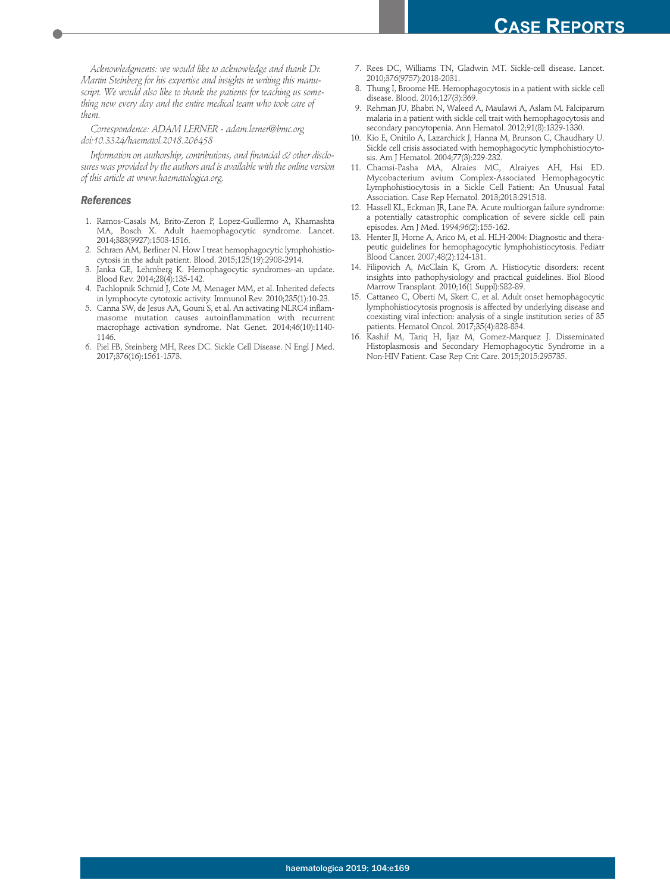*Acknowledgments: we would like to acknowledge and thank Dr. Martin Steinberg for his expertise and insights in writing this manuscript. We would also like to thank the patients for teaching us something new every day and the entire medical team who took care of them.*

*Correspondence: ADAM LERNER - adam.lerner@bmc.org*
*doi:10.3324/haematol.2018.206458*

*Information on authorship, contributions, and financial & other disclosures was provided by the authors and is available with the online version of this article at www.haematologica.org.*

## References

1. Ramos-Casals M, Brito-Zeron P, Lopez-Guillermo A, Khamashta MA, Bosch X. Adult haemophagocytic syndrome. Lancet. 2014;383(9927):1503-1516.
2. Schram AM, Berliner N. How I treat hemophagocytic lymphohistiocytosis in the adult patient. Blood. 2015;125(19):2908-2914.
3. Janka GE, Lehmberg K. Hemophagocytic syndromes--an update. Blood Rev. 2014;28(4):135-142.
4. Pachlopnik Schmid J, Cote M, Menager MM, et al. Inherited defects in lymphocyte cytotoxic activity. Immunol Rev. 2010;235(1):10-23.
5. Canna SW, de Jesus AA, Gouni S, et al. An activating NLRC4 inflammasome mutation causes autoinflammation with recurrent macrophage activation syndrome. Nat Genet. 2014;46(10):1140-1146.
6. Piel FB, Steinberg MH, Rees DC. Sickle Cell Disease. N Engl J Med. 2017;376(16):1561-1573.
7. Rees DC, Williams TN, Gladwin MT. Sickle-cell disease. Lancet. 2010;376(9757):2018-2031.
8. Thung I, Broome HE. Hemophagocytosis in a patient with sickle cell disease. Blood. 2016;127(3):369.
9. Rehman JU, Bhabri N, Waleed A, Maulawi A, Aslam M. Falciparum malaria in a patient with sickle cell trait with hemophagocytosis and secondary pancytopenia. Ann Hematol. 2012;91(8):1329-1330.
10. Kio E, Onitilo A, Lazarchick J, Hanna M, Brunson C, Chaudhary U. Sickle cell crisis associated with hemophagocytic lymphohistiocytosis. Am J Hematol. 2004;77(3):229-232.
11. Chamsi-Pasha MA, Alraies MC, Alraiyes AH, Hsi ED. Mycobacterium avium Complex-Associated Hemophagocytic Lymphohistiocytosis in a Sickle Cell Patient: An Unusual Fatal Association. Case Rep Hematol. 2013;2013:291518.
12. Hassell KL, Eckman JR, Lane PA. Acute multiorgan failure syndrome: a potentially catastrophic complication of severe sickle cell pain episodes. Am J Med. 1994;96(2):155-162.
13. Henter JI, Horne A, Arico M, et al. HLH-2004: Diagnostic and therapeutic guidelines for hemophagocytic lymphohistiocytosis. Pediatr Blood Cancer. 2007;48(2):124-131.
14. Filipovich A, McClain K, Grom A. Histiocytic disorders: recent insights into pathophysiology and practical guidelines. Biol Blood Marrow Transplant. 2010;16(1 Suppl):S82-89.
15. Cattaneo C, Oberti M, Skert C, et al. Adult onset hemophagocytic lymphohistiocytosis prognosis is affected by underlying disease and coexisting viral infection: analysis of a single institution series of 35 patients. Hematol Oncol. 2017;35(4):828-834.
16. Kashif M, Tariq H, Ijaz M, Gomez-Marquez J. Disseminated Histoplasmosis and Secondary Hemophagocytic Syndrome in a Non-HIV Patient. Case Rep Crit Care. 2015;2015:295735.